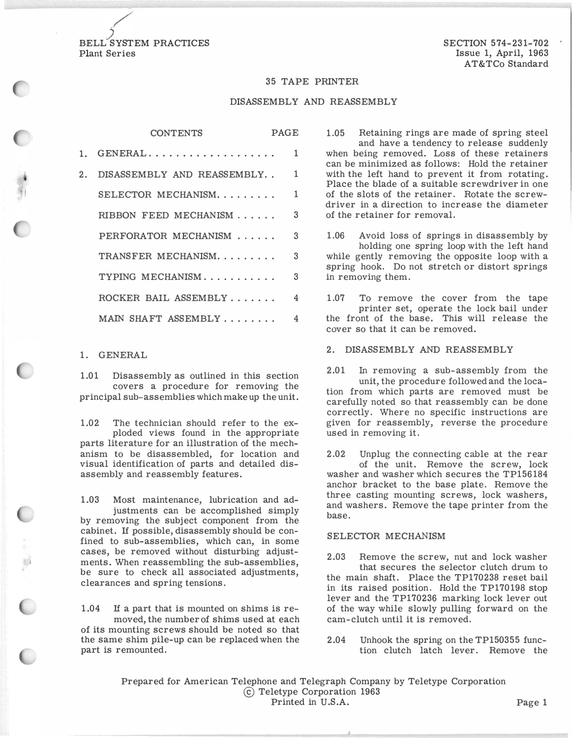BELL SYSTEM PRACTICES
Plant Series

SECTION 574-231-702
Issue 1, April, 1963
AT&TCo Standard

# 35 TAPE PRINTER

## DISASSEMBLY AND REASSEMBLY

| CONTENTS | PAGE |
|---|---|
| 1. GENERAL | 1 |
| 2. DISASSEMBLY AND REASSEMBLY | 1 |
| SELECTOR MECHANISM | 1 |
| RIBBON FEED MECHANISM | 3 |
| PERFORATOR MECHANISM | 3 |
| TRANSFER MECHANISM | 3 |
| TYPING MECHANISM | 3 |
| ROCKER BAIL ASSEMBLY | 4 |
| MAIN SHAFT ASSEMBLY | 4 |

### 1. GENERAL

1.01 Disassembly as outlined in this section covers a procedure for removing the principal sub-assemblies which make up the unit.

1.02 The technician should refer to the exploded views found in the appropriate parts literature for an illustration of the mechanism to be disassembled, for location and visual identification of parts and detailed disassembly and reassembly features.

1.03 Most maintenance, lubrication and adjustments can be accomplished simply by removing the subject component from the cabinet. If possible, disassembly should be confined to sub-assemblies, which can, in some cases, be removed without disturbing adjustments. When reassembling the sub-assemblies, be sure to check all associated adjustments, clearances and spring tensions.

1.04 If a part that is mounted on shims is removed, the number of shims used at each of its mounting screws should be noted so that the same shim pile-up can be replaced when the part is remounted.

1.05 Retaining rings are made of spring steel and have a tendency to release suddenly when being removed. Loss of these retainers can be minimized as follows: Hold the retainer with the left hand to prevent it from rotating. Place the blade of a suitable screwdriver in one of the slots of the retainer. Rotate the screwdriver in a direction to increase the diameter of the retainer for removal.

1.06 Avoid loss of springs in disassembly by holding one spring loop with the left hand while gently removing the opposite loop with a spring hook. Do not stretch or distort springs in removing them.

1.07 To remove the cover from the tape printer set, operate the lock bail under the front of the base. This will release the cover so that it can be removed.

### 2. DISASSEMBLY AND REASSEMBLY

2.01 In removing a sub-assembly from the unit, the procedure followed and the location from which parts are removed must be carefully noted so that reassembly can be done correctly. Where no specific instructions are given for reassembly, reverse the procedure used in removing it.

2.02 Unplug the connecting cable at the rear of the unit. Remove the screw, lock washer and washer which secures the TP156184 anchor bracket to the base plate. Remove the three casting mounting screws, lock washers, and washers. Remove the tape printer from the base.

#### SELECTOR MECHANISM

2.03 Remove the screw, nut and lock washer that secures the selector clutch drum to the main shaft. Place the TP170238 reset bail in its raised position. Hold the TP170198 stop lever and the TP170236 marking lock lever out of the way while slowly pulling forward on the cam-clutch until it is removed.

2.04 Unhook the spring on the TP150355 function clutch latch lever. Remove the

Prepared for American Telephone and Telegraph Company by Teletype Corporation
© Teletype Corporation 1963
Printed in U.S.A.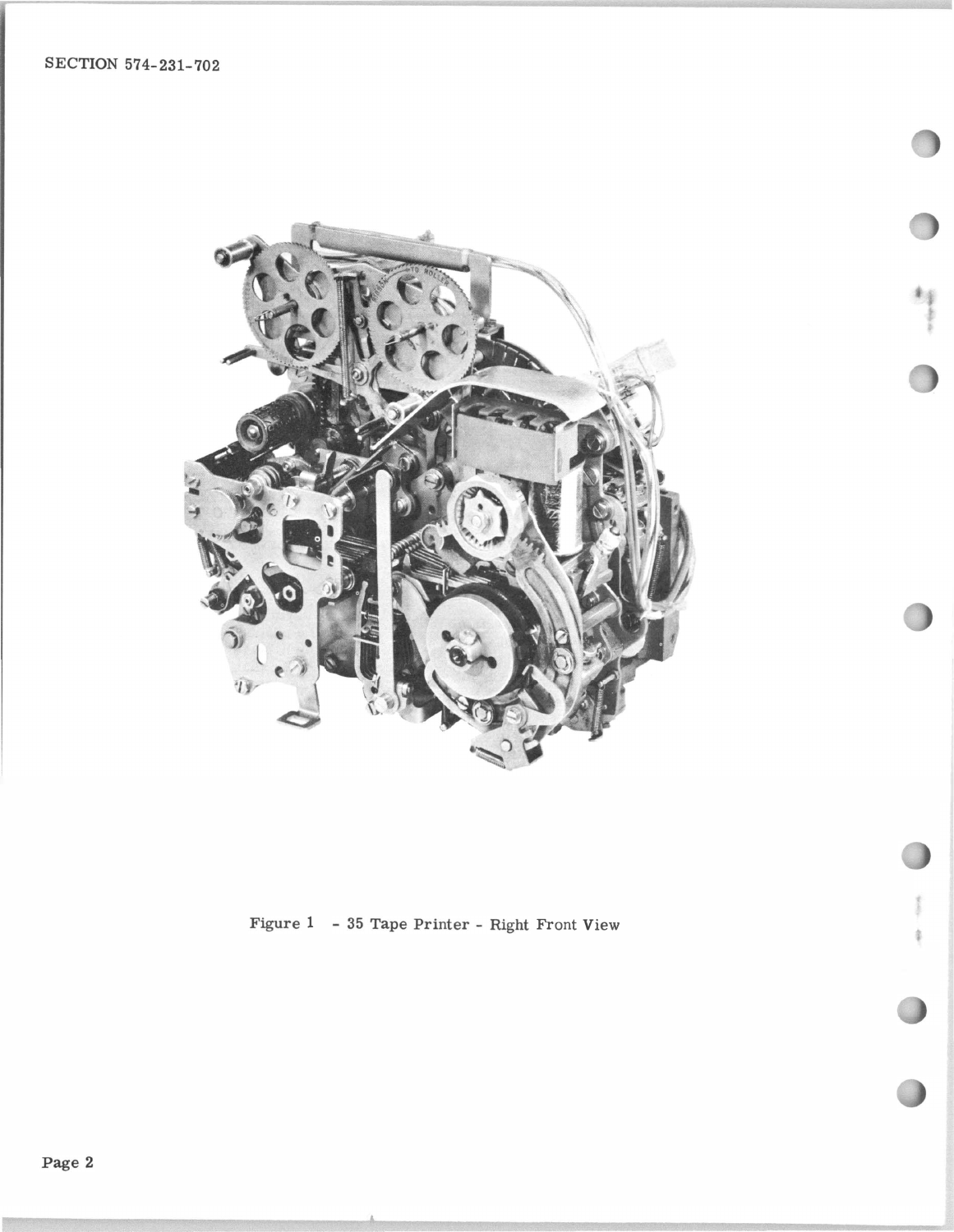Figure 1 - 35 Tape Printer - Right Front View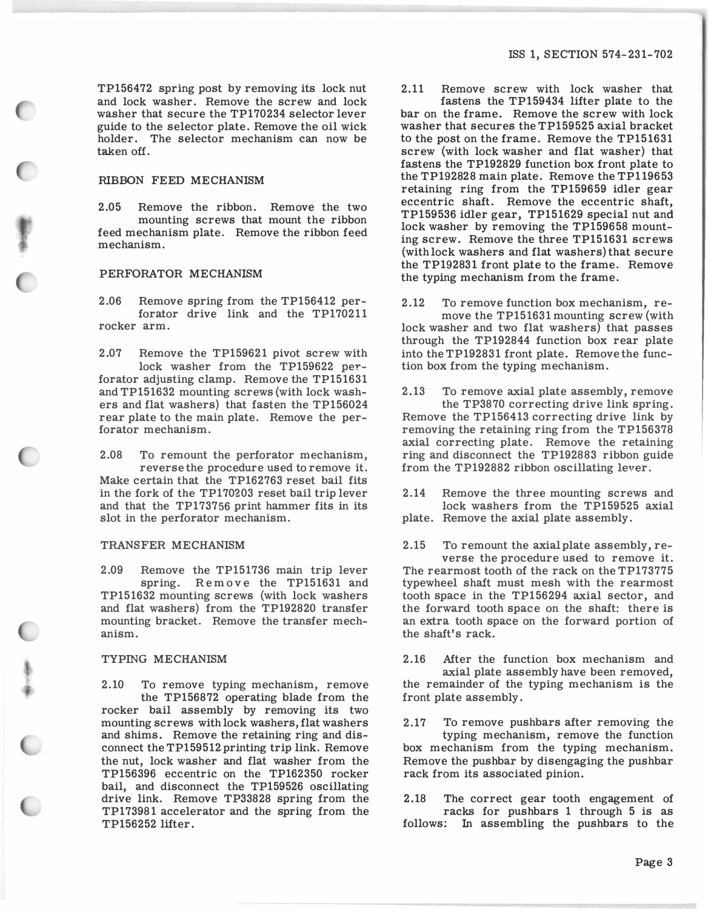TP156472 spring post by removing its lock nut and lock washer. Remove the screw and lock washer that secure the TP170234 selector lever guide to the selector plate. Remove the oil wick holder. The selector mechanism can now be taken off.

## RIBBON FEED MECHANISM

2.05 Remove the ribbon. Remove the two mounting screws that mount the ribbon feed mechanism plate. Remove the ribbon feed mechanism.

## PERFORATOR MECHANISM

2.06 Remove spring from the TP156412 perforator drive link and the TP170211 rocker arm.

2.07 Remove the TP159621 pivot screw with lock washer from the TP159622 perforator adjusting clamp. Remove the TP151631 and TP151632 mounting screws (with lock washers and flat washers) that fasten the TP156024 rear plate to the main plate. Remove the perforator mechanism.

2.08 To remount the perforator mechanism, reverse the procedure used to remove it. Make certain that the TP162763 reset bail fits in the fork of the TP170203 reset bail trip lever and that the TP173756 print hammer fits in its slot in the perforator mechanism.

## TRANSFER MECHANISM

2.09 Remove the TP151736 main trip lever spring. Remove the TP151631 and TP151632 mounting screws (with lock washers and flat washers) from the TP192820 transfer mounting bracket. Remove the transfer mechanism.

## TYPING MECHANISM

2.10 To remove typing mechanism, remove the TP156872 operating blade from the rocker bail assembly by removing its two mounting screws with lock washers, flat washers and shims. Remove the retaining ring and disconnect the TP159512 printing trip link. Remove the nut, lock washer and flat washer from the TP156396 eccentric on the TP162350 rocker bail, and disconnect the TP159526 oscillating drive link. Remove TP33828 spring from the TP173981 accelerator and the spring from the TP156252 lifter.

2.11 Remove screw with lock washer that fastens the TP159434 lifter plate to the bar on the frame. Remove the screw with lock washer that secures the TP159525 axial bracket to the post on the frame. Remove the TP151631 screw (with lock washer and flat washer) that fastens the TP192829 function box front plate to the TP192828 main plate. Remove the TP119653 retaining ring from the TP159659 idler gear eccentric shaft. Remove the eccentric shaft, TP159536 idler gear, TP151629 special nut and lock washer by removing the TP159658 mounting screw. Remove the three TP151631 screws (with lock washers and flat washers) that secure the TP192831 front plate to the frame. Remove the typing mechanism from the frame.

2.12 To remove function box mechanism, remove the TP151631 mounting screw (with lock washer and two flat washers) that passes through the TP192844 function box rear plate into the TP192831 front plate. Remove the function box from the typing mechanism.

2.13 To remove axial plate assembly, remove the TP3870 correcting drive link spring. Remove the TP156413 correcting drive link by removing the retaining ring from the TP156378 axial correcting plate. Remove the retaining ring and disconnect the TP192883 ribbon guide from the TP192882 ribbon oscillating lever.

2.14 Remove the three mounting screws and lock washers from the TP159525 axial plate. Remove the axial plate assembly.

2.15 To remount the axial plate assembly, reverse the procedure used to remove it. The rearmost tooth of the rack on the TP173775 typewheel shaft must mesh with the rearmost tooth space in the TP156294 axial sector, and the forward tooth space on the shaft: there is an extra tooth space on the forward portion of the shaft's rack.

2.16 After the function box mechanism and axial plate assembly have been removed, the remainder of the typing mechanism is the front plate assembly.

2.17 To remove pushbars after removing the typing mechanism, remove the function box mechanism from the typing mechanism. Remove the pushbar by disengaging the pushbar rack from its associated pinion.

2.18 The correct gear tooth engagement of racks for pushbars 1 through 5 is as follows: In assembling the pushbars to the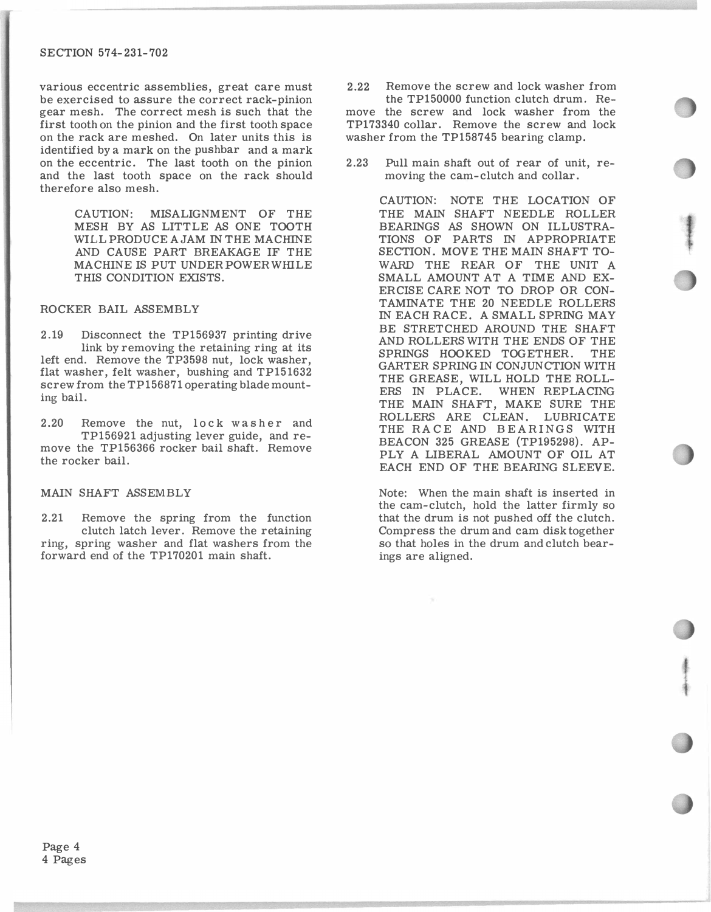various eccentric assemblies, great care must be exercised to assure the correct rack-pinion gear mesh. The correct mesh is such that the first tooth on the pinion and the first tooth space on the rack are meshed. On later units this is identified by a mark on the pushbar and a mark on the eccentric. The last tooth on the pinion and the last tooth space on the rack should therefore also mesh.

> CAUTION: MISALIGNMENT OF THE MESH BY AS LITTLE AS ONE TOOTH WILL PRODUCE A JAM IN THE MACHINE AND CAUSE PART BREAKAGE IF THE MACHINE IS PUT UNDER POWER WHILE THIS CONDITION EXISTS.

ROCKER BAIL ASSEMBLY

2.19 Disconnect the TP156937 printing drive link by removing the retaining ring at its left end. Remove the TP3598 nut, lock washer, flat washer, felt washer, bushing and TP151632 screw from the TP156871 operating blade mounting bail.

2.20 Remove the nut, lock washer and TP156921 adjusting lever guide, and remove the TP156366 rocker bail shaft. Remove the rocker bail.

MAIN SHAFT ASSEMBLY

2.21 Remove the spring from the function clutch latch lever. Remove the retaining ring, spring washer and flat washers from the forward end of the TP170201 main shaft.

2.22 Remove the screw and lock washer from the TP150000 function clutch drum. Remove the screw and lock washer from the TP173340 collar. Remove the screw and lock washer from the TP158745 bearing clamp.

2.23 Pull main shaft out of rear of unit, removing the cam-clutch and collar.

> CAUTION: NOTE THE LOCATION OF THE MAIN SHAFT NEEDLE ROLLER BEARINGS AS SHOWN ON ILLUSTRATIONS OF PARTS IN APPROPRIATE SECTION. MOVE THE MAIN SHAFT TOWARD THE REAR OF THE UNIT A SMALL AMOUNT AT A TIME AND EXERCISE CARE NOT TO DROP OR CONTAMINATE THE 20 NEEDLE ROLLERS IN EACH RACE. A SMALL SPRING MAY BE STRETCHED AROUND THE SHAFT AND ROLLERS WITH THE ENDS OF THE SPRINGS HOOKED TOGETHER. THE GARTER SPRING IN CONJUNCTION WITH THE GREASE, WILL HOLD THE ROLLERS IN PLACE. WHEN REPLACING THE MAIN SHAFT, MAKE SURE THE ROLLERS ARE CLEAN. LUBRICATE THE RACE AND BEARINGS WITH BEACON 325 GREASE (TP195298). APPLY A LIBERAL AMOUNT OF OIL AT EACH END OF THE BEARING SLEEVE.

> Note: When the main shaft is inserted in the cam-clutch, hold the latter firmly so that the drum is not pushed off the clutch. Compress the drum and cam disk together so that holes in the drum and clutch bearings are aligned.